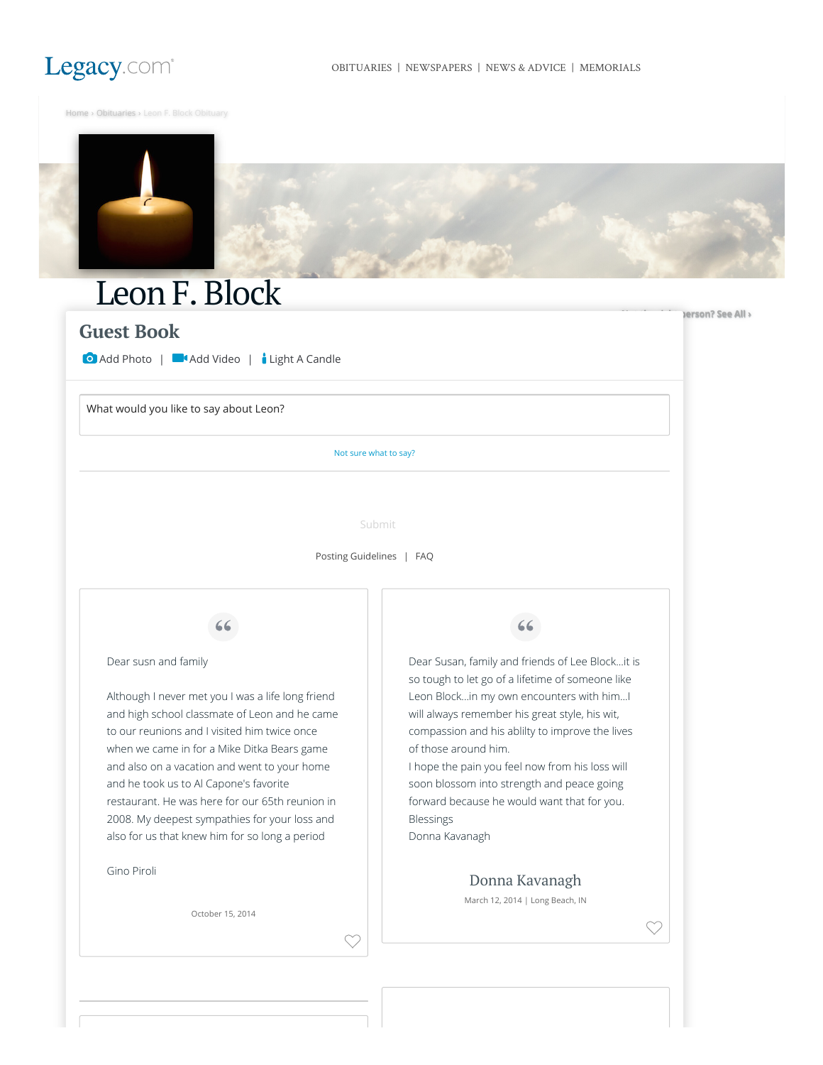Legacy.com | OBITUARIES | NEWSPAPERS | NEWS & ADVICE | MEMORIALS

Home › Obituaries › Leon F. Block Obituary

# Leon F. Block

## Guest Book

Add Photo | Add Video | Light A Candle

What would you like to say about Leon?

Not sure what to say?

Submit

Posting Guidelines | FAQ

---

Dear susn and family

Although I never met you I was a life long friend and high school classmate of Leon and he came to our reunions and I visited him twice once when we came in for a Mike Ditka Bears game and also on a vacation and went to your home and he took us to Al Capone's favorite restaurant. He was here for our 65th reunion in 2008. My deepest sympathies for your loss and also for us that knew him for so long a period

Gino Piroli

October 15, 2014

---

Dear Susan, family and friends of Lee Block...it is so tough to let go of a lifetime of someone like Leon Block...in my own encounters with him...I will always remember his great style, his wit, compassion and his ablilty to improve the lives of those around him.

I hope the pain you feel now from his loss will soon blossom into strength and peace going forward because he would want that for you.

Blessings

Donna Kavanagh

Donna Kavanagh

March 12, 2014 | Long Beach, IN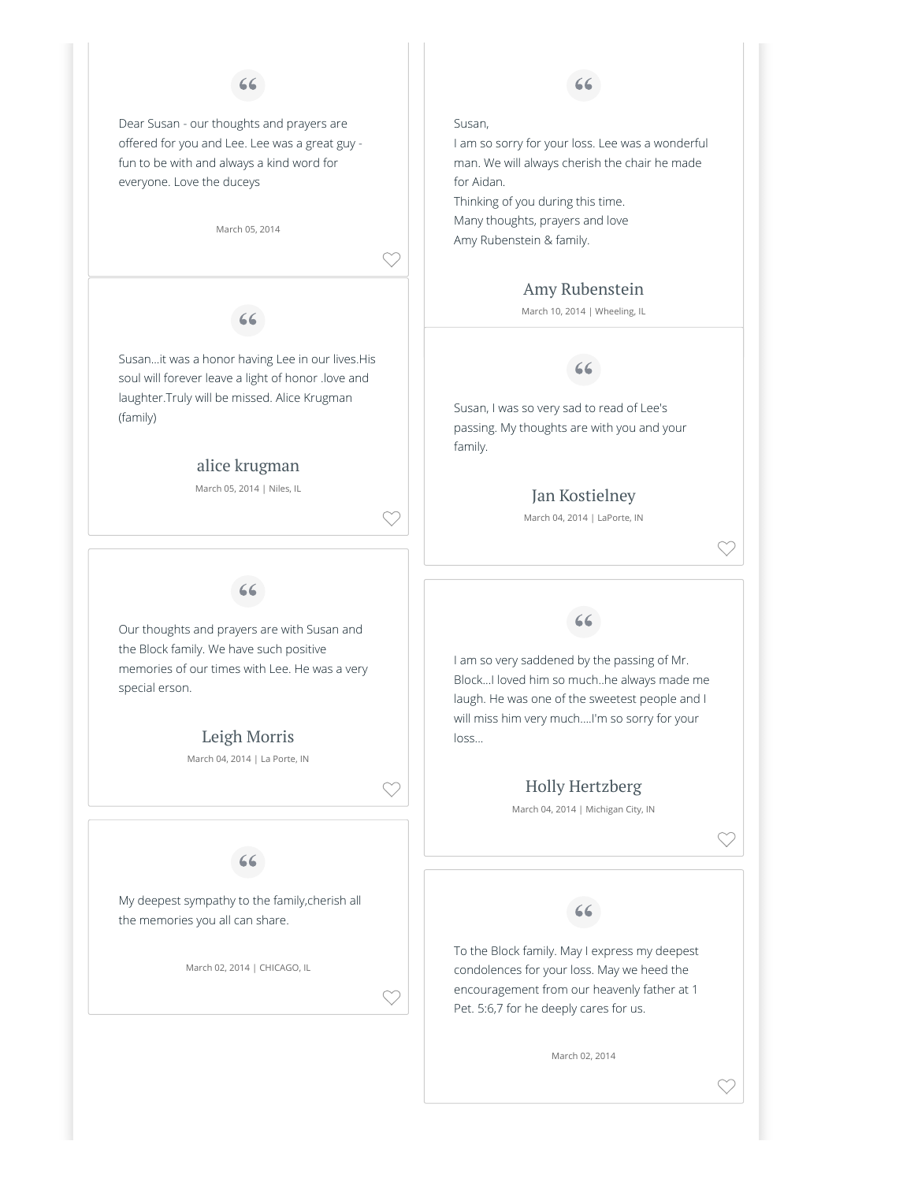Dear Susan - our thoughts and prayers are offered for you and Lee. Lee was a great guy - fun to be with and always a kind word for everyone. Love the duceys

March 05, 2014

---

Susan...it was a honor having Lee in our lives.His soul will forever leave a light of honor .love and laughter.Truly will be missed. Alice Krugman (family)

**alice krugman**

March 05, 2014 | Niles, IL

---

Our thoughts and prayers are with Susan and the Block family. We have such positive memories of our times with Lee. He was a very special erson.

**Leigh Morris**

March 04, 2014 | La Porte, IN

---

My deepest sympathy to the family,cherish all the memories you all can share.

March 02, 2014 | CHICAGO, IL

---

Susan,
I am so sorry for your loss. Lee was a wonderful man. We will always cherish the chair he made for Aidan.
Thinking of you during this time.
Many thoughts, prayers and love
Amy Rubenstein & family.

**Amy Rubenstein**

March 10, 2014 | Wheeling, IL

---

Susan, I was so very sad to read of Lee's passing. My thoughts are with you and your family.

**Jan Kostielney**

March 04, 2014 | LaPorte, IN

---

I am so very saddened by the passing of Mr. Block...I loved him so much..he always made me laugh. He was one of the sweetest people and I will miss him very much....I'm so sorry for your loss...

**Holly Hertzberg**

March 04, 2014 | Michigan City, IN

---

To the Block family. May I express my deepest condolences for your loss. May we heed the encouragement from our heavenly father at 1 Pet. 5:6,7 for he deeply cares for us.

March 02, 2014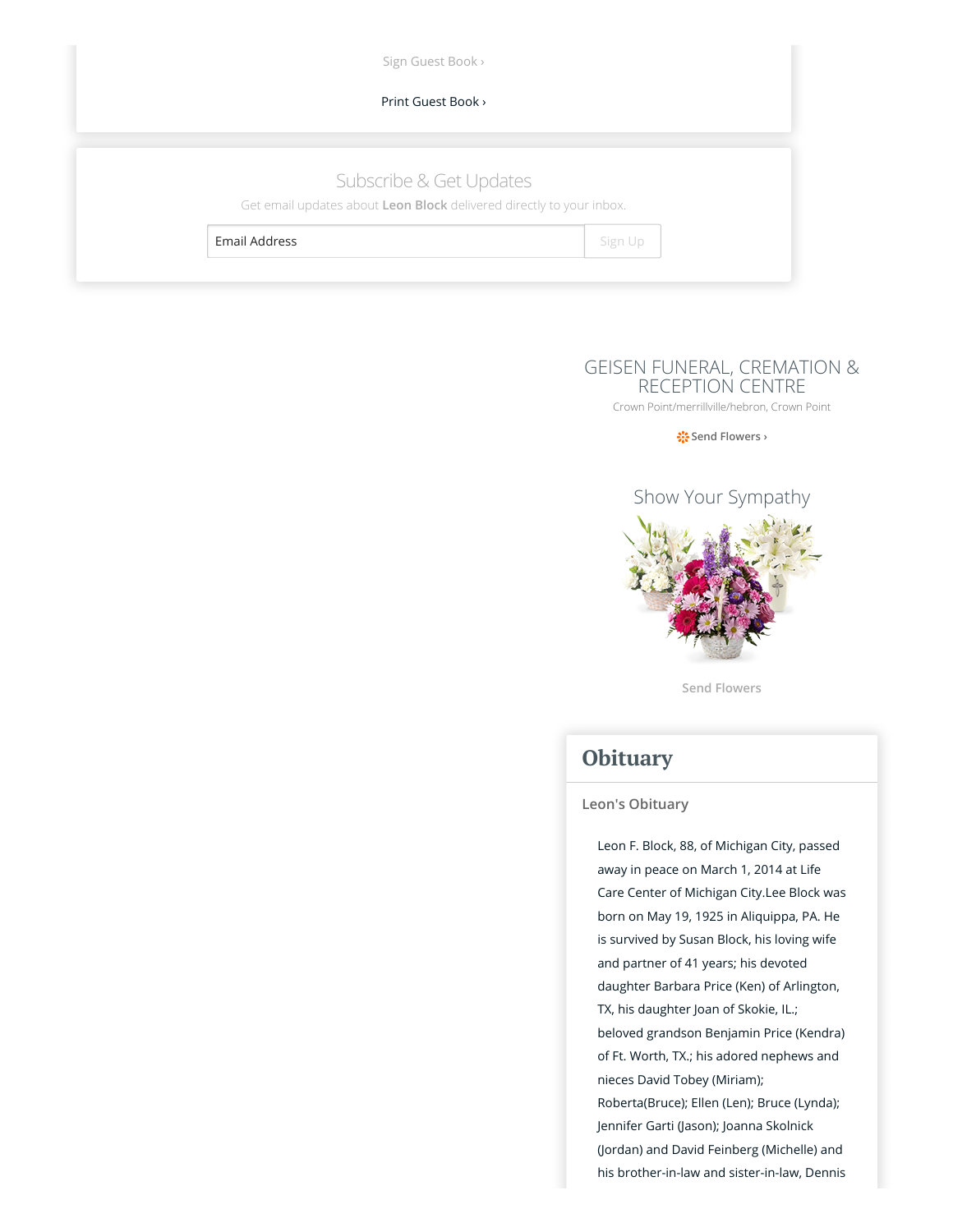Sign Guest Book ›

Print Guest Book ›

## Subscribe & Get Updates

Get email updates about **Leon Block** delivered directly to your inbox.

Email Address | Sign Up

## GEISEN FUNERAL, CREMATION & RECEPTION CENTRE

Crown Point/merrillville/hebron, Crown Point

Send Flowers ›

## Show Your Sympathy

Send Flowers

# Obituary

### Leon's Obituary

Leon F. Block, 88, of Michigan City, passed away in peace on March 1, 2014 at Life Care Center of Michigan City.Lee Block was born on May 19, 1925 in Aliquippa, PA. He is survived by Susan Block, his loving wife and partner of 41 years; his devoted daughter Barbara Price (Ken) of Arlington, TX, his daughter Joan of Skokie, IL.; beloved grandson Benjamin Price (Kendra) of Ft. Worth, TX.; his adored nephews and nieces David Tobey (Miriam); Roberta(Bruce); Ellen (Len); Bruce (Lynda); Jennifer Garti (Jason); Joanna Skolnick (Jordan) and David Feinberg (Michelle) and his brother-in-law and sister-in-law, Dennis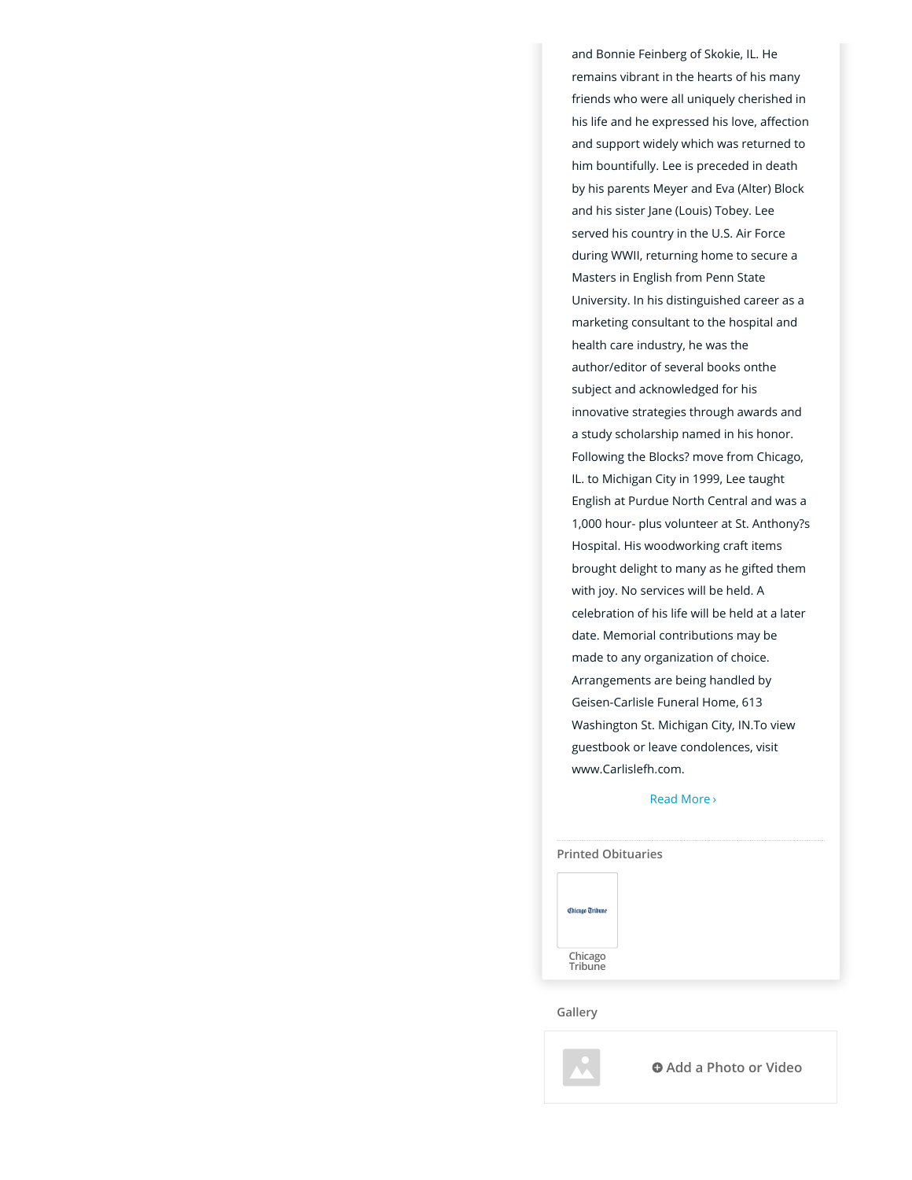and Bonnie Feinberg of Skokie, IL. He remains vibrant in the hearts of his many friends who were all uniquely cherished in his life and he expressed his love, affection and support widely which was returned to him bountifully. Lee is preceded in death by his parents Meyer and Eva (Alter) Block and his sister Jane (Louis) Tobey. Lee served his country in the U.S. Air Force during WWII, returning home to secure a Masters in English from Penn State University. In his distinguished career as a marketing consultant to the hospital and health care industry, he was the author/editor of several books onthe subject and acknowledged for his innovative strategies through awards and a study scholarship named in his honor. Following the Blocks? move from Chicago, IL. to Michigan City in 1999, Lee taught English at Purdue North Central and was a 1,000 hour- plus volunteer at St. Anthony?s Hospital. His woodworking craft items brought delight to many as he gifted them with joy. No services will be held. A celebration of his life will be held at a later date. Memorial contributions may be made to any organization of choice. Arrangements are being handled by Geisen-Carlisle Funeral Home, 613 Washington St. Michigan City, IN.To view guestbook or leave condolences, visit www.Carlislefh.com.

Read More ›

Printed Obituaries

Chicago Tribune

Chicago Tribune

Gallery

Add a Photo or Video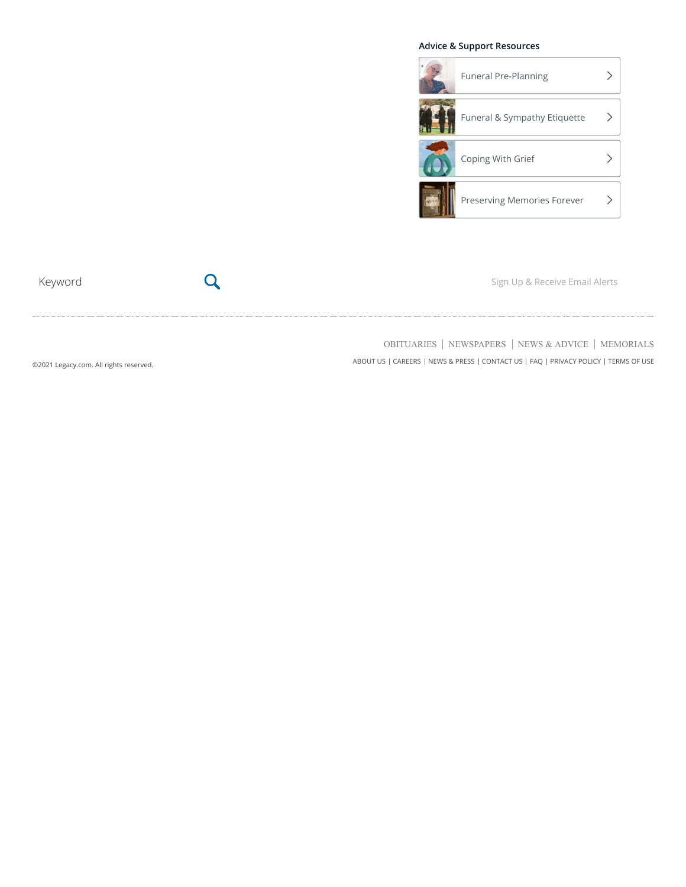**Advice & Support Resources**

- Funeral Pre-Planning
- Funeral & Sympathy Etiquette
- Coping With Grief
- Preserving Memories Forever

Keyword

Sign Up & Receive Email Alerts

OBITUARIES | NEWSPAPERS | NEWS & ADVICE | MEMORIALS

ABOUT US | CAREERS | NEWS & PRESS | CONTACT US | FAQ | PRIVACY POLICY | TERMS OF USE

©2021 Legacy.com. All rights reserved.